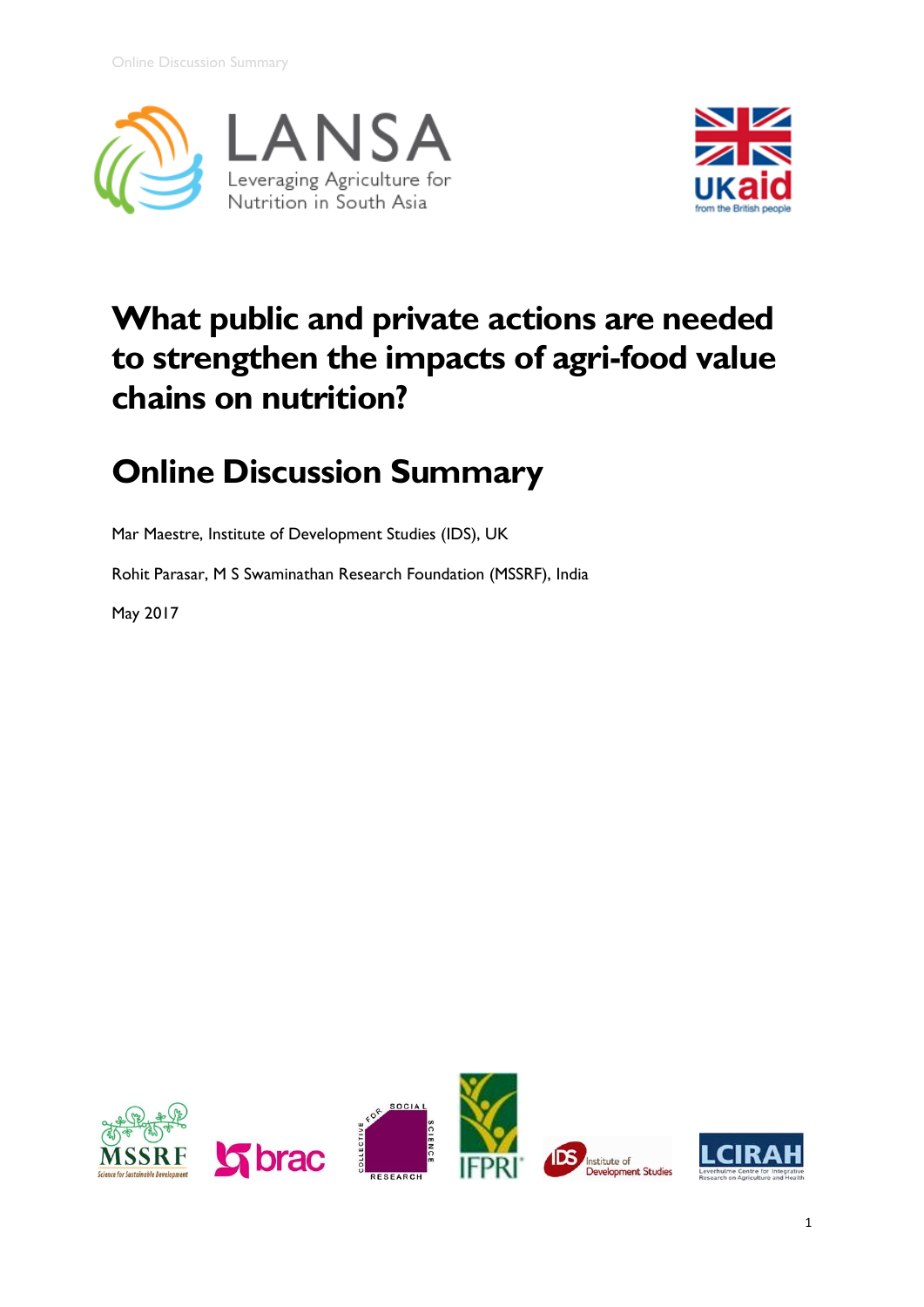# What public and private actions are needed to strengthen the impacts of agri-food value chains on nutrition?

## Online Discussion Summary

Mar Maestre, Institute of Development Studies (IDS), UK

Rohit Parasar, M S Swaminathan Research Foundation (MSSRF), India

May 2017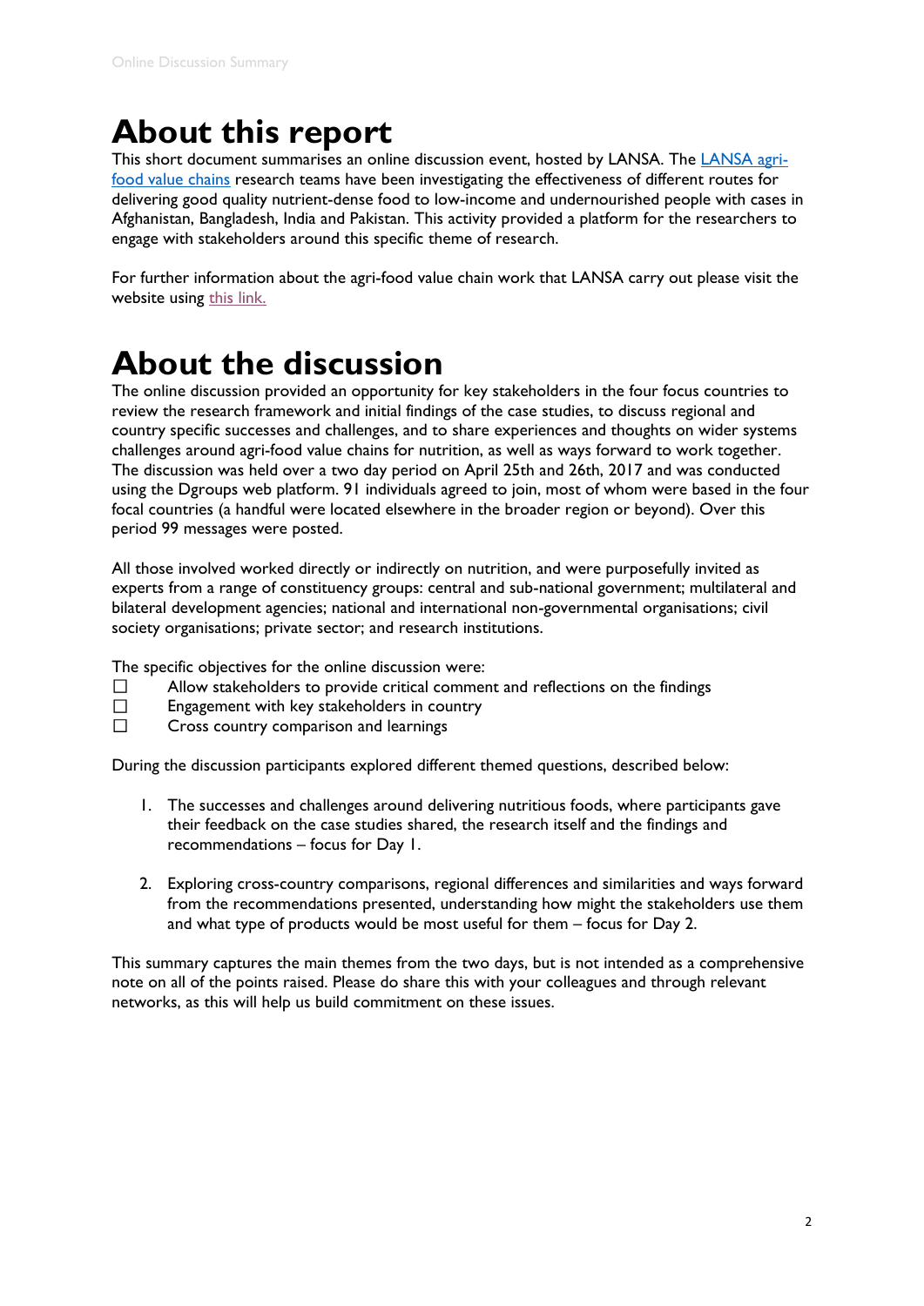# About this report

This short document summarises an online discussion event, hosted by LANSA. The [LANSA agri-food value chains](#) research teams have been investigating the effectiveness of different routes for delivering good quality nutrient-dense food to low-income and undernourished people with cases in Afghanistan, Bangladesh, India and Pakistan. This activity provided a platform for the researchers to engage with stakeholders around this specific theme of research.

For further information about the agri-food value chain work that LANSA carry out please visit the website using [this link.](#)

# About the discussion

The online discussion provided an opportunity for key stakeholders in the four focus countries to review the research framework and initial findings of the case studies, to discuss regional and country specific successes and challenges, and to share experiences and thoughts on wider systems challenges around agri-food value chains for nutrition, as well as ways forward to work together. The discussion was held over a two day period on April 25th and 26th, 2017 and was conducted using the Dgroups web platform. 91 individuals agreed to join, most of whom were based in the four focal countries (a handful were located elsewhere in the broader region or beyond). Over this period 99 messages were posted.

All those involved worked directly or indirectly on nutrition, and were purposefully invited as experts from a range of constituency groups: central and sub-national government; multilateral and bilateral development agencies; national and international non-governmental organisations; civil society organisations; private sector; and research institutions.

The specific objectives for the online discussion were:

- Allow stakeholders to provide critical comment and reflections on the findings
- Engagement with key stakeholders in country
- Cross country comparison and learnings

During the discussion participants explored different themed questions, described below:

1. The successes and challenges around delivering nutritious foods, where participants gave their feedback on the case studies shared, the research itself and the findings and recommendations – focus for Day 1.

2. Exploring cross-country comparisons, regional differences and similarities and ways forward from the recommendations presented, understanding how might the stakeholders use them and what type of products would be most useful for them – focus for Day 2.

This summary captures the main themes from the two days, but is not intended as a comprehensive note on all of the points raised. Please do share this with your colleagues and through relevant networks, as this will help us build commitment on these issues.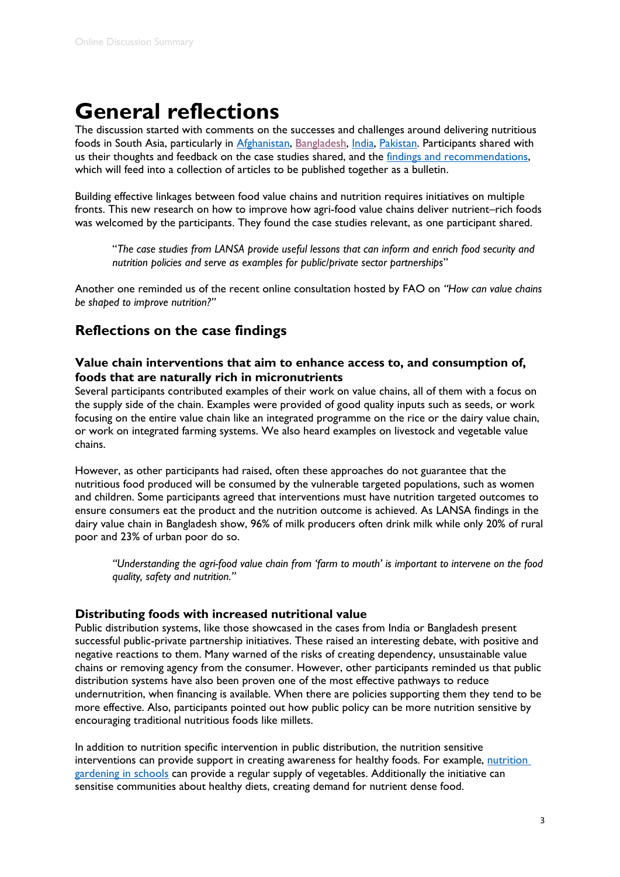# General reflections

The discussion started with comments on the successes and challenges around delivering nutritious foods in South Asia, particularly in Afghanistan, Bangladesh, India, Pakistan. Participants shared with us their thoughts and feedback on the case studies shared, and the findings and recommendations, which will feed into a collection of articles to be published together as a bulletin.

Building effective linkages between food value chains and nutrition requires initiatives on multiple fronts. This new research on how to improve how agri-food value chains deliver nutrient–rich foods was welcomed by the participants. They found the case studies relevant, as one participant shared.

> "*The case studies from LANSA provide useful lessons that can inform and enrich food security and nutrition policies and serve as examples for public/private sector partnerships*"

Another one reminded us of the recent online consultation hosted by FAO on *"How can value chains be shaped to improve nutrition?"*

## Reflections on the case findings

### Value chain interventions that aim to enhance access to, and consumption of, foods that are naturally rich in micronutrients

Several participants contributed examples of their work on value chains, all of them with a focus on the supply side of the chain. Examples were provided of good quality inputs such as seeds, or work focusing on the entire value chain like an integrated programme on the rice or the dairy value chain, or work on integrated farming systems. We also heard examples on livestock and vegetable value chains.

However, as other participants had raised, often these approaches do not guarantee that the nutritious food produced will be consumed by the vulnerable targeted populations, such as women and children. Some participants agreed that interventions must have nutrition targeted outcomes to ensure consumers eat the product and the nutrition outcome is achieved. As LANSA findings in the dairy value chain in Bangladesh show, 96% of milk producers often drink milk while only 20% of rural poor and 23% of urban poor do so.

> *"Understanding the agri-food value chain from 'farm to mouth' is important to intervene on the food quality, safety and nutrition."*

### Distributing foods with increased nutritional value

Public distribution systems, like those showcased in the cases from India or Bangladesh present successful public-private partnership initiatives. These raised an interesting debate, with positive and negative reactions to them. Many warned of the risks of creating dependency, unsustainable value chains or removing agency from the consumer. However, other participants reminded us that public distribution systems have also been proven one of the most effective pathways to reduce undernutrition, when financing is available. When there are policies supporting them they tend to be more effective. Also, participants pointed out how public policy can be more nutrition sensitive by encouraging traditional nutritious foods like millets.

In addition to nutrition specific intervention in public distribution, the nutrition sensitive interventions can provide support in creating awareness for healthy foods. For example, nutrition gardening in schools can provide a regular supply of vegetables. Additionally the initiative can sensitise communities about healthy diets, creating demand for nutrient dense food.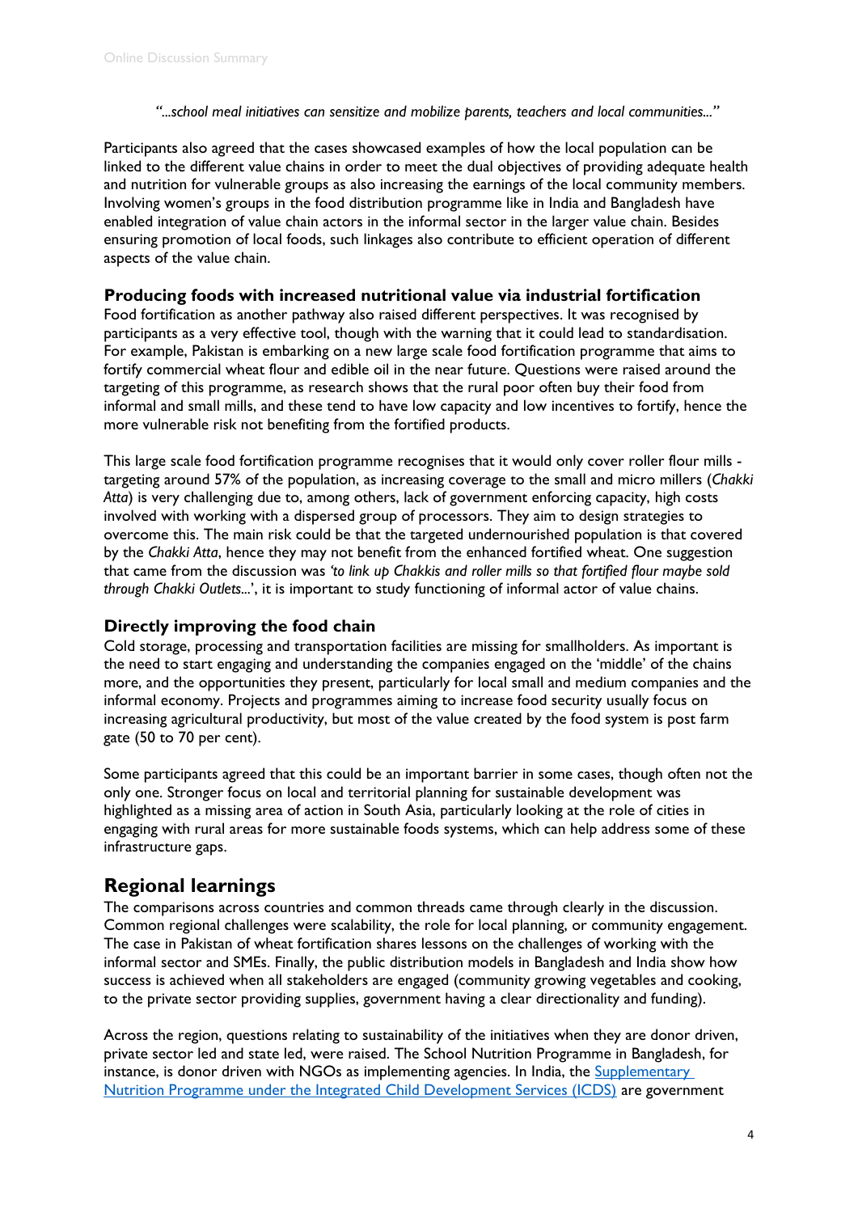*"...school meal initiatives can sensitize and mobilize parents, teachers and local communities..."*

Participants also agreed that the cases showcased examples of how the local population can be linked to the different value chains in order to meet the dual objectives of providing adequate health and nutrition for vulnerable groups as also increasing the earnings of the local community members. Involving women's groups in the food distribution programme like in India and Bangladesh have enabled integration of value chain actors in the informal sector in the larger value chain. Besides ensuring promotion of local foods, such linkages also contribute to efficient operation of different aspects of the value chain.

### Producing foods with increased nutritional value via industrial fortification

Food fortification as another pathway also raised different perspectives. It was recognised by participants as a very effective tool, though with the warning that it could lead to standardisation. For example, Pakistan is embarking on a new large scale food fortification programme that aims to fortify commercial wheat flour and edible oil in the near future. Questions were raised around the targeting of this programme, as research shows that the rural poor often buy their food from informal and small mills, and these tend to have low capacity and low incentives to fortify, hence the more vulnerable risk not benefiting from the fortified products.

This large scale food fortification programme recognises that it would only cover roller flour mills - targeting around 57% of the population, as increasing coverage to the small and micro millers (*Chakki Atta*) is very challenging due to, among others, lack of government enforcing capacity, high costs involved with working with a dispersed group of processors. They aim to design strategies to overcome this. The main risk could be that the targeted undernourished population is that covered by the *Chakki Atta*, hence they may not benefit from the enhanced fortified wheat. One suggestion that came from the discussion was *'to link up Chakkis and roller mills so that fortified flour maybe sold through Chakki Outlets...'*, it is important to study functioning of informal actor of value chains.

### Directly improving the food chain

Cold storage, processing and transportation facilities are missing for smallholders. As important is the need to start engaging and understanding the companies engaged on the 'middle' of the chains more, and the opportunities they present, particularly for local small and medium companies and the informal economy. Projects and programmes aiming to increase food security usually focus on increasing agricultural productivity, but most of the value created by the food system is post farm gate (50 to 70 per cent).

Some participants agreed that this could be an important barrier in some cases, though often not the only one. Stronger focus on local and territorial planning for sustainable development was highlighted as a missing area of action in South Asia, particularly looking at the role of cities in engaging with rural areas for more sustainable foods systems, which can help address some of these infrastructure gaps.

## Regional learnings

The comparisons across countries and common threads came through clearly in the discussion. Common regional challenges were scalability, the role for local planning, or community engagement. The case in Pakistan of wheat fortification shares lessons on the challenges of working with the informal sector and SMEs. Finally, the public distribution models in Bangladesh and India show how success is achieved when all stakeholders are engaged (community growing vegetables and cooking, to the private sector providing supplies, government having a clear directionality and funding).

Across the region, questions relating to sustainability of the initiatives when they are donor driven, private sector led and state led, were raised. The School Nutrition Programme in Bangladesh, for instance, is donor driven with NGOs as implementing agencies. In India, the [Supplementary Nutrition Programme under the Integrated Child Development Services (ICDS)] are government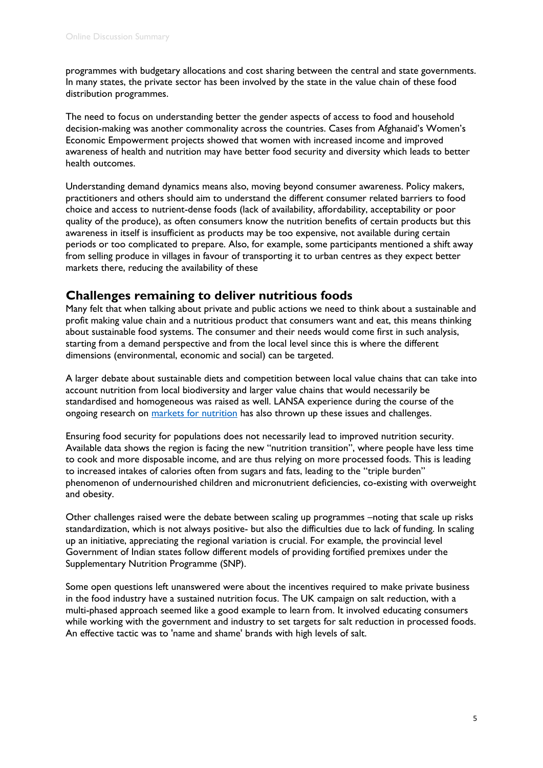programmes with budgetary allocations and cost sharing between the central and state governments. In many states, the private sector has been involved by the state in the value chain of these food distribution programmes.

The need to focus on understanding better the gender aspects of access to food and household decision-making was another commonality across the countries. Cases from Afghanaid's Women's Economic Empowerment projects showed that women with increased income and improved awareness of health and nutrition may have better food security and diversity which leads to better health outcomes.

Understanding demand dynamics means also, moving beyond consumer awareness. Policy makers, practitioners and others should aim to understand the different consumer related barriers to food choice and access to nutrient-dense foods (lack of availability, affordability, acceptability or poor quality of the produce), as often consumers know the nutrition benefits of certain products but this awareness in itself is insufficient as products may be too expensive, not available during certain periods or too complicated to prepare. Also, for example, some participants mentioned a shift away from selling produce in villages in favour of transporting it to urban centres as they expect better markets there, reducing the availability of these

## Challenges remaining to deliver nutritious foods

Many felt that when talking about private and public actions we need to think about a sustainable and profit making value chain and a nutritious product that consumers want and eat, this means thinking about sustainable food systems. The consumer and their needs would come first in such analysis, starting from a demand perspective and from the local level since this is where the different dimensions (environmental, economic and social) can be targeted.

A larger debate about sustainable diets and competition between local value chains that can take into account nutrition from local biodiversity and larger value chains that would necessarily be standardised and homogeneous was raised as well. LANSA experience during the course of the ongoing research on markets for nutrition has also thrown up these issues and challenges.

Ensuring food security for populations does not necessarily lead to improved nutrition security. Available data shows the region is facing the new "nutrition transition", where people have less time to cook and more disposable income, and are thus relying on more processed foods. This is leading to increased intakes of calories often from sugars and fats, leading to the "triple burden" phenomenon of undernourished children and micronutrient deficiencies, co-existing with overweight and obesity.

Other challenges raised were the debate between scaling up programmes –noting that scale up risks standardization, which is not always positive- but also the difficulties due to lack of funding. In scaling up an initiative, appreciating the regional variation is crucial. For example, the provincial level Government of Indian states follow different models of providing fortified premixes under the Supplementary Nutrition Programme (SNP).

Some open questions left unanswered were about the incentives required to make private business in the food industry have a sustained nutrition focus. The UK campaign on salt reduction, with a multi-phased approach seemed like a good example to learn from. It involved educating consumers while working with the government and industry to set targets for salt reduction in processed foods. An effective tactic was to 'name and shame' brands with high levels of salt.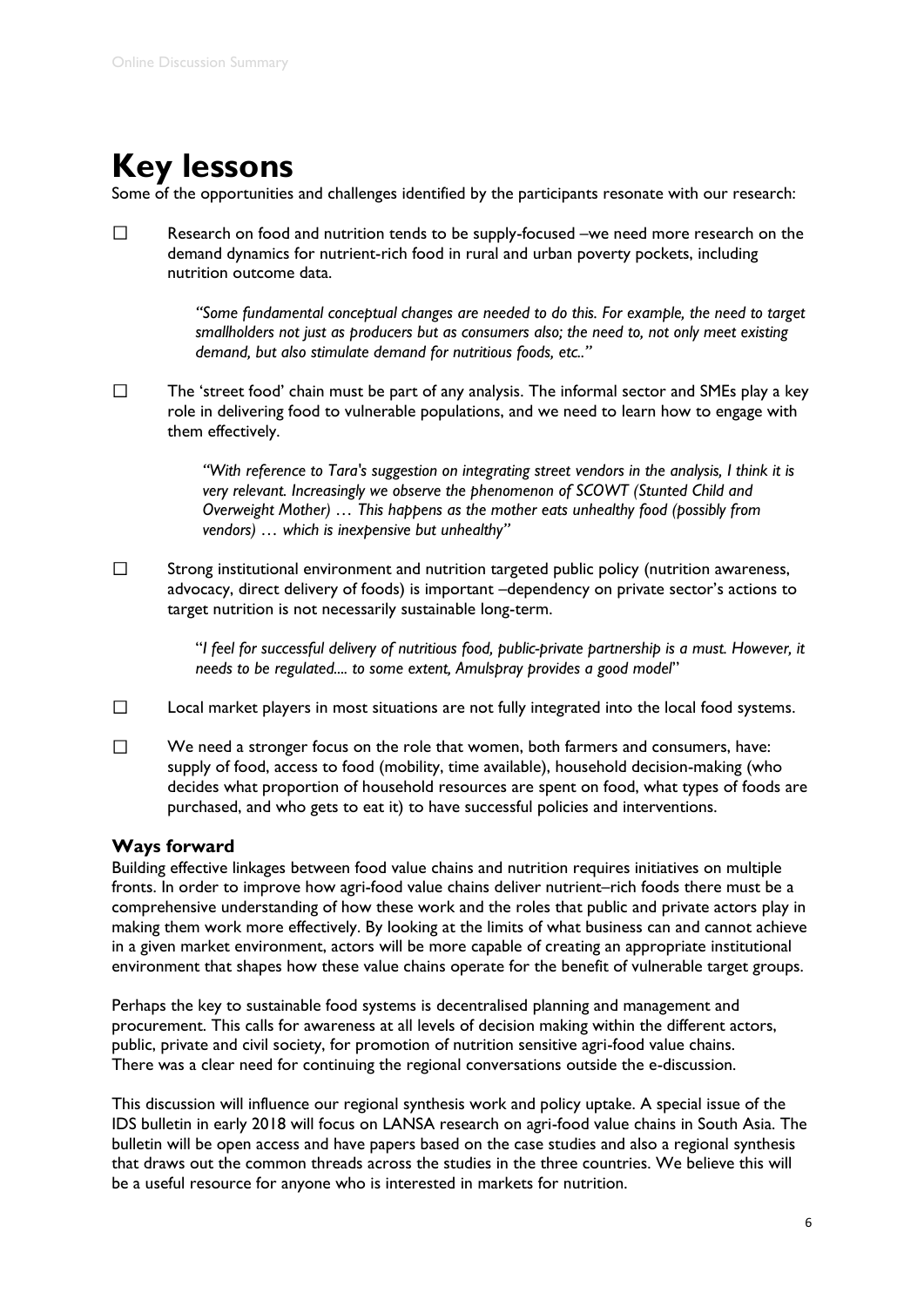# Key lessons

Some of the opportunities and challenges identified by the participants resonate with our research:

- Research on food and nutrition tends to be supply-focused –we need more research on the demand dynamics for nutrient-rich food in rural and urban poverty pockets, including nutrition outcome data.

  > *"Some fundamental conceptual changes are needed to do this. For example, the need to target smallholders not just as producers but as consumers also; the need to, not only meet existing demand, but also stimulate demand for nutritious foods, etc.."*

- The 'street food' chain must be part of any analysis. The informal sector and SMEs play a key role in delivering food to vulnerable populations, and we need to learn how to engage with them effectively.

  > *"With reference to Tara's suggestion on integrating street vendors in the analysis, I think it is very relevant. Increasingly we observe the phenomenon of SCOWT (Stunted Child and Overweight Mother) … This happens as the mother eats unhealthy food (possibly from vendors) … which is inexpensive but unhealthy"*

- Strong institutional environment and nutrition targeted public policy (nutrition awareness, advocacy, direct delivery of foods) is important –dependency on private sector's actions to target nutrition is not necessarily sustainable long-term.

  > "*I feel for successful delivery of nutritious food, public-private partnership is a must. However, it needs to be regulated.... to some extent, Amulspray provides a good model*"

- Local market players in most situations are not fully integrated into the local food systems.

- We need a stronger focus on the role that women, both farmers and consumers, have: supply of food, access to food (mobility, time available), household decision-making (who decides what proportion of household resources are spent on food, what types of foods are purchased, and who gets to eat it) to have successful policies and interventions.

## Ways forward

Building effective linkages between food value chains and nutrition requires initiatives on multiple fronts. In order to improve how agri-food value chains deliver nutrient–rich foods there must be a comprehensive understanding of how these work and the roles that public and private actors play in making them work more effectively. By looking at the limits of what business can and cannot achieve in a given market environment, actors will be more capable of creating an appropriate institutional environment that shapes how these value chains operate for the benefit of vulnerable target groups.

Perhaps the key to sustainable food systems is decentralised planning and management and procurement. This calls for awareness at all levels of decision making within the different actors, public, private and civil society, for promotion of nutrition sensitive agri-food value chains. There was a clear need for continuing the regional conversations outside the e-discussion.

This discussion will influence our regional synthesis work and policy uptake. A special issue of the IDS bulletin in early 2018 will focus on LANSA research on agri-food value chains in South Asia. The bulletin will be open access and have papers based on the case studies and also a regional synthesis that draws out the common threads across the studies in the three countries. We believe this will be a useful resource for anyone who is interested in markets for nutrition.